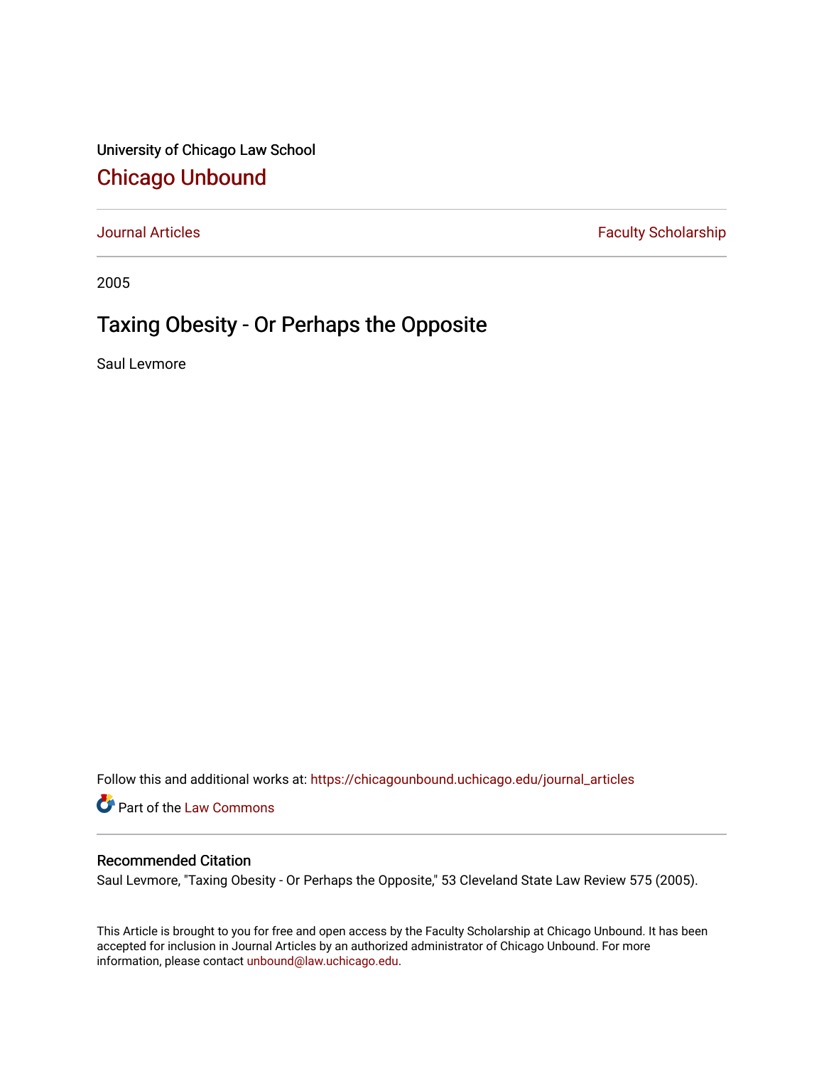University of Chicago Law School

# Chicago Unbound

Journal Articles | Faculty Scholarship

2005

## Taxing Obesity - Or Perhaps the Opposite

Saul Levmore

Follow this and additional works at: https://chicagounbound.uchicago.edu/journal_articles

Part of the Law Commons

### Recommended Citation

Saul Levmore, "Taxing Obesity - Or Perhaps the Opposite," 53 Cleveland State Law Review 575 (2005).

This Article is brought to you for free and open access by the Faculty Scholarship at Chicago Unbound. It has been accepted for inclusion in Journal Articles by an authorized administrator of Chicago Unbound. For more information, please contact unbound@law.uchicago.edu.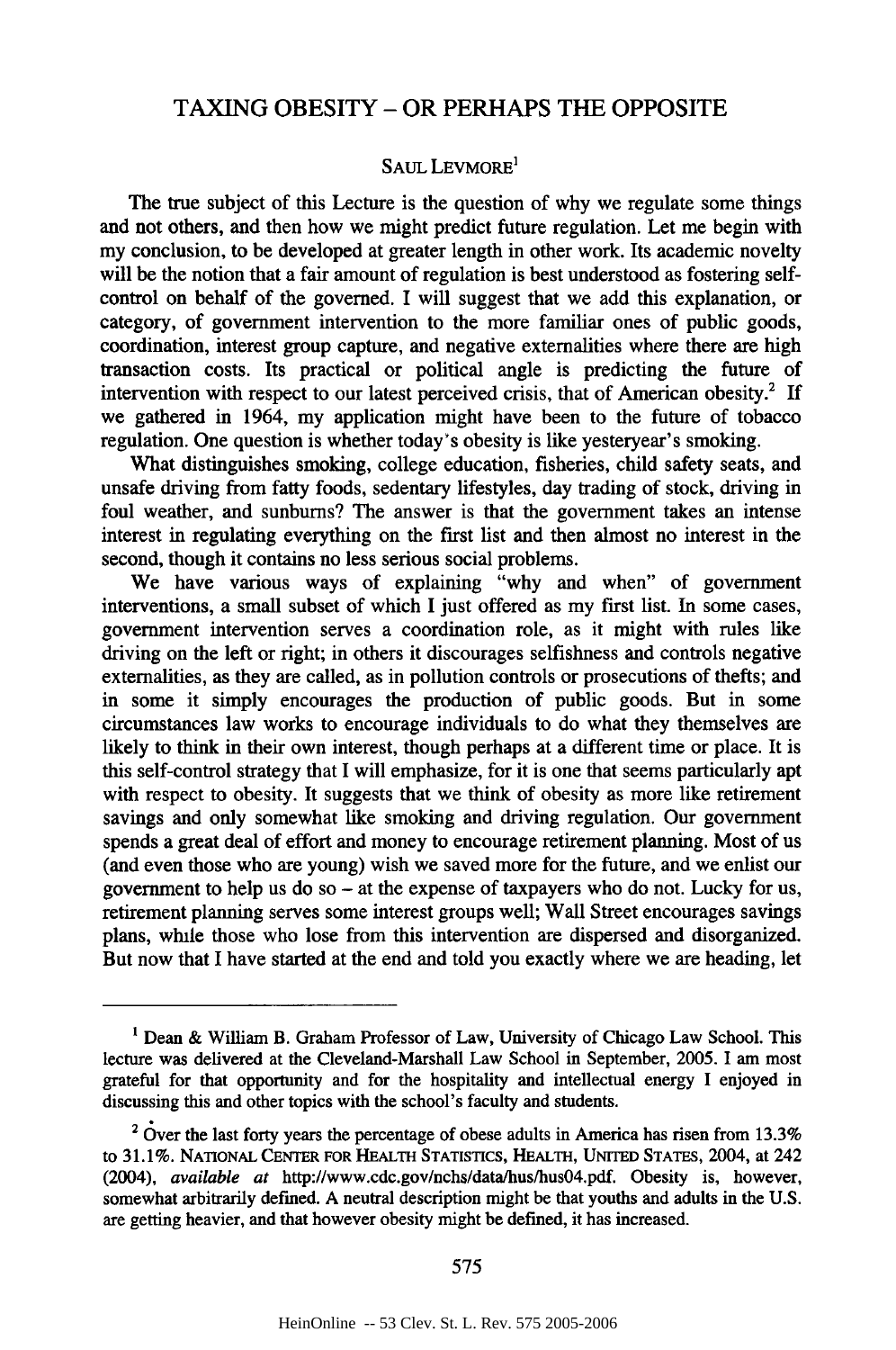# TAXING OBESITY – OR PERHAPS THE OPPOSITE

SAUL LEVMORE[1]

The true subject of this Lecture is the question of why we regulate some things and not others, and then how we might predict future regulation. Let me begin with my conclusion, to be developed at greater length in other work. Its academic novelty will be the notion that a fair amount of regulation is best understood as fostering self-control on behalf of the governed. I will suggest that we add this explanation, or category, of government intervention to the more familiar ones of public goods, coordination, interest group capture, and negative externalities where there are high transaction costs. Its practical or political angle is predicting the future of intervention with respect to our latest perceived crisis, that of American obesity.[2] If we gathered in 1964, my application might have been to the future of tobacco regulation. One question is whether today's obesity is like yesteryear's smoking.

What distinguishes smoking, college education, fisheries, child safety seats, and unsafe driving from fatty foods, sedentary lifestyles, day trading of stock, driving in foul weather, and sunburns? The answer is that the government takes an intense interest in regulating everything on the first list and then almost no interest in the second, though it contains no less serious social problems.

We have various ways of explaining "why and when" of government interventions, a small subset of which I just offered as my first list. In some cases, government intervention serves a coordination role, as it might with rules like driving on the left or right; in others it discourages selfishness and controls negative externalities, as they are called, as in pollution controls or prosecutions of thefts; and in some it simply encourages the production of public goods. But in some circumstances law works to encourage individuals to do what they themselves are likely to think in their own interest, though perhaps at a different time or place. It is this self-control strategy that I will emphasize, for it is one that seems particularly apt with respect to obesity. It suggests that we think of obesity as more like retirement savings and only somewhat like smoking and driving regulation. Our government spends a great deal of effort and money to encourage retirement planning. Most of us (and even those who are young) wish we saved more for the future, and we enlist our government to help us do so – at the expense of taxpayers who do not. Lucky for us, retirement planning serves some interest groups well; Wall Street encourages savings plans, while those who lose from this intervention are dispersed and disorganized. But now that I have started at the end and told you exactly where we are heading, let

---

[1] Dean & William B. Graham Professor of Law, University of Chicago Law School. This lecture was delivered at the Cleveland-Marshall Law School in September, 2005. I am most grateful for that opportunity and for the hospitality and intellectual energy I enjoyed in discussing this and other topics with the school's faculty and students.

[2] Over the last forty years the percentage of obese adults in America has risen from 13.3% to 31.1%. NATIONAL CENTER FOR HEALTH STATISTICS, HEALTH, UNITED STATES, 2004, at 242 (2004), *available at* http://www.cdc.gov/nchs/data/hus/hus04.pdf. Obesity is, however, somewhat arbitrarily defined. A neutral description might be that youths and adults in the U.S. are getting heavier, and that however obesity might be defined, it has increased.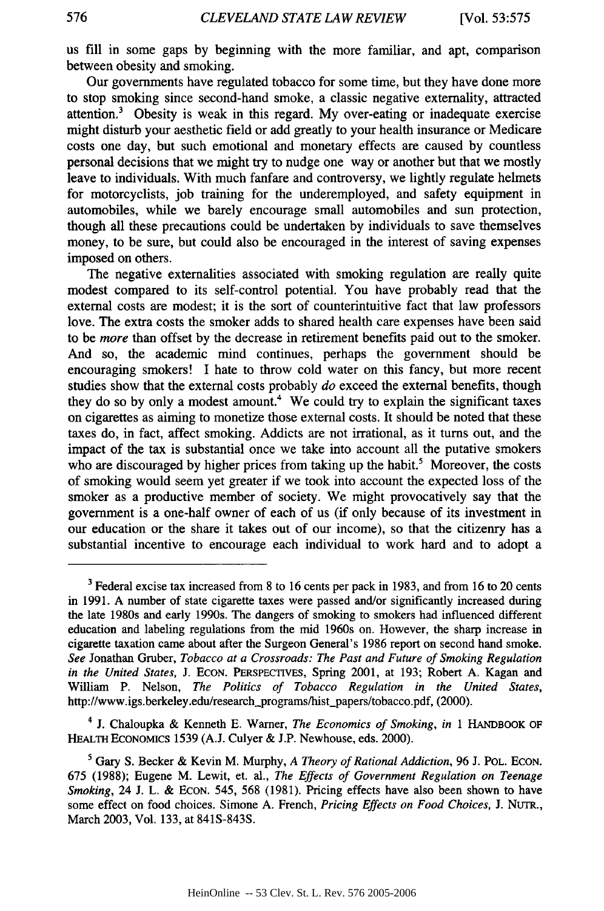us fill in some gaps by beginning with the more familiar, and apt, comparison between obesity and smoking.

Our governments have regulated tobacco for some time, but they have done more to stop smoking since second-hand smoke, a classic negative externality, attracted attention.[3] Obesity is weak in this regard. My over-eating or inadequate exercise might disturb your aesthetic field or add greatly to your health insurance or Medicare costs one day, but such emotional and monetary effects are caused by countless personal decisions that we might try to nudge one way or another but that we mostly leave to individuals. With much fanfare and controversy, we lightly regulate helmets for motorcyclists, job training for the underemployed, and safety equipment in automobiles, while we barely encourage small automobiles and sun protection, though all these precautions could be undertaken by individuals to save themselves money, to be sure, but could also be encouraged in the interest of saving expenses imposed on others.

The negative externalities associated with smoking regulation are really quite modest compared to its self-control potential. You have probably read that the external costs are modest; it is the sort of counterintuitive fact that law professors love. The extra costs the smoker adds to shared health care expenses have been said to be *more* than offset by the decrease in retirement benefits paid out to the smoker. And so, the academic mind continues, perhaps the government should be encouraging smokers! I hate to throw cold water on this fancy, but more recent studies show that the external costs probably *do* exceed the external benefits, though they do so by only a modest amount.[4] We could try to explain the significant taxes on cigarettes as aiming to monetize those external costs. It should be noted that these taxes do, in fact, affect smoking. Addicts are not irrational, as it turns out, and the impact of the tax is substantial once we take into account all the putative smokers who are discouraged by higher prices from taking up the habit.[5] Moreover, the costs of smoking would seem yet greater if we took into account the expected loss of the smoker as a productive member of society. We might provocatively say that the government is a one-half owner of each of us (if only because of its investment in our education or the share it takes out of our income), so that the citizenry has a substantial incentive to encourage each individual to work hard and to adopt a

---

[3] Federal excise tax increased from 8 to 16 cents per pack in 1983, and from 16 to 20 cents in 1991. A number of state cigarette taxes were passed and/or significantly increased during the late 1980s and early 1990s. The dangers of smoking to smokers had influenced different education and labeling regulations from the mid 1960s on. However, the sharp increase in cigarette taxation came about after the Surgeon General's 1986 report on second hand smoke. *See* Jonathan Gruber, *Tobacco at a Crossroads: The Past and Future of Smoking Regulation in the United States*, J. ECON. PERSPECTIVES, Spring 2001, at 193; Robert A. Kagan and William P. Nelson, *The Politics of Tobacco Regulation in the United States*, http://www.igs.berkeley.edu/research_programs/hist_papers/tobacco.pdf, (2000).

[4] J. Chaloupka & Kenneth E. Warner, *The Economics of Smoking*, *in* 1 HANDBOOK OF HEALTH ECONOMICS 1539 (A.J. Culyer & J.P. Newhouse, eds. 2000).

[5] Gary S. Becker & Kevin M. Murphy, *A Theory of Rational Addiction*, 96 J. POL. ECON. 675 (1988); Eugene M. Lewit, et. al., *The Effects of Government Regulation on Teenage Smoking*, 24 J. L. & ECON. 545, 568 (1981). Pricing effects have also been shown to have some effect on food choices. Simone A. French, *Pricing Effects on Food Choices*, J. NUTR., March 2003, Vol. 133, at 841S-843S.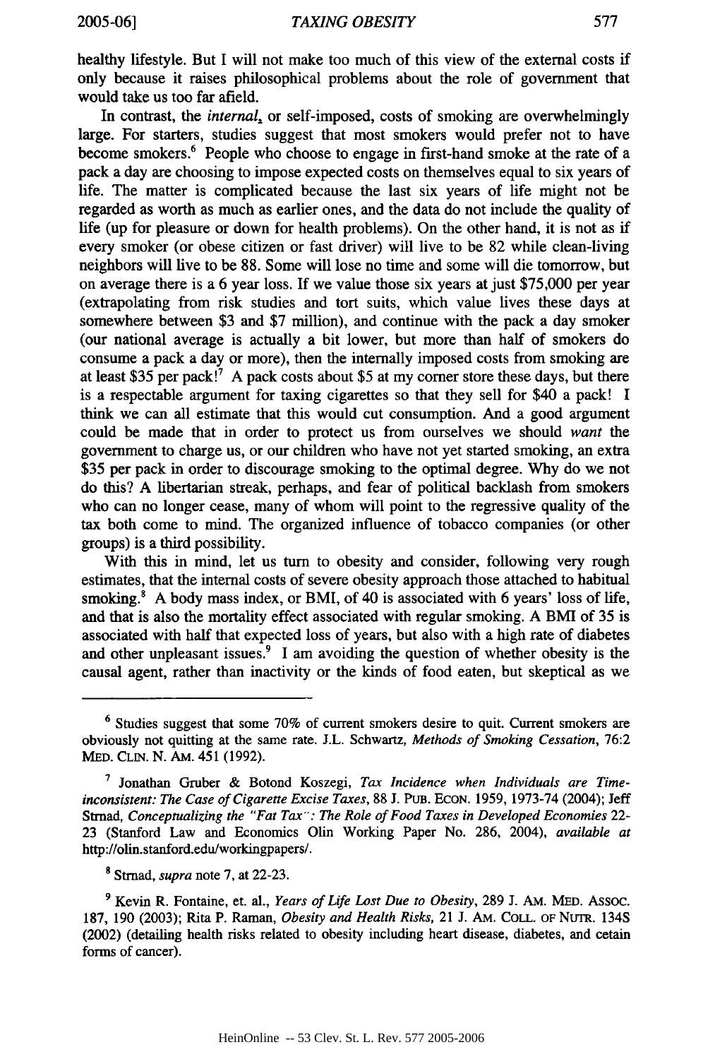healthy lifestyle. But I will not make too much of this view of the external costs if only because it raises philosophical problems about the role of government that would take us too far afield.

In contrast, the *internal*, or self-imposed, costs of smoking are overwhelmingly large. For starters, studies suggest that most smokers would prefer not to have become smokers.[6] People who choose to engage in first-hand smoke at the rate of a pack a day are choosing to impose expected costs on themselves equal to six years of life. The matter is complicated because the last six years of life might not be regarded as worth as much as earlier ones, and the data do not include the quality of life (up for pleasure or down for health problems). On the other hand, it is not as if every smoker (or obese citizen or fast driver) will live to be 82 while clean-living neighbors will live to be 88. Some will lose no time and some will die tomorrow, but on average there is a 6 year loss. If we value those six years at just $75,000 per year (extrapolating from risk studies and tort suits, which value lives these days at somewhere between $3 and $7 million), and continue with the pack a day smoker (our national average is actually a bit lower, but more than half of smokers do consume a pack a day or more), then the internally imposed costs from smoking are at least $35 per pack![7] A pack costs about $5 at my corner store these days, but there is a respectable argument for taxing cigarettes so that they sell for $40 a pack! I think we can all estimate that this would cut consumption. And a good argument could be made that in order to protect us from ourselves we should *want* the government to charge us, or our children who have not yet started smoking, an extra $35 per pack in order to discourage smoking to the optimal degree. Why do we not do this? A libertarian streak, perhaps, and fear of political backlash from smokers who can no longer cease, many of whom will point to the regressive quality of the tax both come to mind. The organized influence of tobacco companies (or other groups) is a third possibility.

With this in mind, let us turn to obesity and consider, following very rough estimates, that the internal costs of severe obesity approach those attached to habitual smoking.[8] A body mass index, or BMI, of 40 is associated with 6 years' loss of life, and that is also the mortality effect associated with regular smoking. A BMI of 35 is associated with half that expected loss of years, but also with a high rate of diabetes and other unpleasant issues.[9] I am avoiding the question of whether obesity is the causal agent, rather than inactivity or the kinds of food eaten, but skeptical as we

---

[6] Studies suggest that some 70% of current smokers desire to quit. Current smokers are obviously not quitting at the same rate. J.L. Schwartz, *Methods of Smoking Cessation*, 76:2 MED. CLIN. N. AM. 451 (1992).

[7] Jonathan Gruber & Botond Koszegi, *Tax Incidence when Individuals are Time-inconsistent: The Case of Cigarette Excise Taxes*, 88 J. PUB. ECON. 1959, 1973-74 (2004); Jeff Strnad, *Conceptualizing the "Fat Tax": The Role of Food Taxes in Developed Economies* 22-23 (Stanford Law and Economics Olin Working Paper No. 286, 2004), *available at* http://olin.stanford.edu/workingpapers/.

[8] Strnad, *supra* note 7, at 22-23.

[9] Kevin R. Fontaine, et. al., *Years of Life Lost Due to Obesity*, 289 J. AM. MED. ASSOC. 187, 190 (2003); Rita P. Raman, *Obesity and Health Risks*, 21 J. AM. COLL. OF NUTR. 134S (2002) (detailing health risks related to obesity including heart disease, diabetes, and cetain forms of cancer).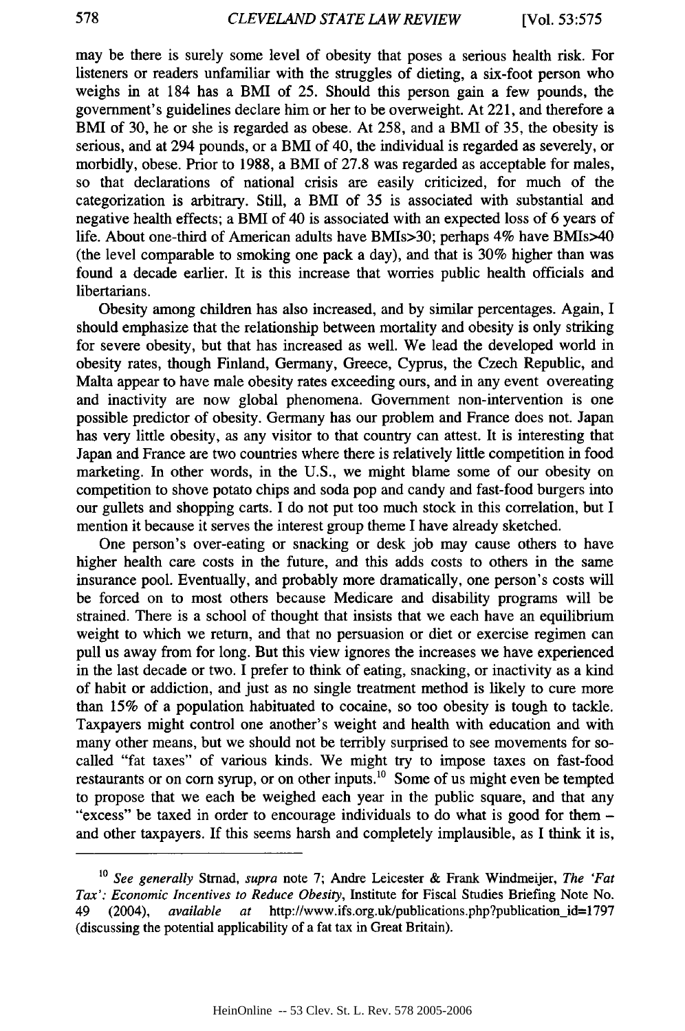may be there is surely some level of obesity that poses a serious health risk. For listeners or readers unfamiliar with the struggles of dieting, a six-foot person who weighs in at 184 has a BMI of 25. Should this person gain a few pounds, the government's guidelines declare him or her to be overweight. At 221, and therefore a BMI of 30, he or she is regarded as obese. At 258, and a BMI of 35, the obesity is serious, and at 294 pounds, or a BMI of 40, the individual is regarded as severely, or morbidly, obese. Prior to 1988, a BMI of 27.8 was regarded as acceptable for males, so that declarations of national crisis are easily criticized, for much of the categorization is arbitrary. Still, a BMI of 35 is associated with substantial and negative health effects; a BMI of 40 is associated with an expected loss of 6 years of life. About one-third of American adults have BMIs>30; perhaps 4% have BMIs>40 (the level comparable to smoking one pack a day), and that is 30% higher than was found a decade earlier. It is this increase that worries public health officials and libertarians.

Obesity among children has also increased, and by similar percentages. Again, I should emphasize that the relationship between mortality and obesity is only striking for severe obesity, but that has increased as well. We lead the developed world in obesity rates, though Finland, Germany, Greece, Cyprus, the Czech Republic, and Malta appear to have male obesity rates exceeding ours, and in any event overeating and inactivity are now global phenomena. Government non-intervention is one possible predictor of obesity. Germany has our problem and France does not. Japan has very little obesity, as any visitor to that country can attest. It is interesting that Japan and France are two countries where there is relatively little competition in food marketing. In other words, in the U.S., we might blame some of our obesity on competition to shove potato chips and soda pop and candy and fast-food burgers into our gullets and shopping carts. I do not put too much stock in this correlation, but I mention it because it serves the interest group theme I have already sketched.

One person's over-eating or snacking or desk job may cause others to have higher health care costs in the future, and this adds costs to others in the same insurance pool. Eventually, and probably more dramatically, one person's costs will be forced on to most others because Medicare and disability programs will be strained. There is a school of thought that insists that we each have an equilibrium weight to which we return, and that no persuasion or diet or exercise regimen can pull us away from for long. But this view ignores the increases we have experienced in the last decade or two. I prefer to think of eating, snacking, or inactivity as a kind of habit or addiction, and just as no single treatment method is likely to cure more than 15% of a population habituated to cocaine, so too obesity is tough to tackle. Taxpayers might control one another's weight and health with education and with many other means, but we should not be terribly surprised to see movements for so-called "fat taxes" of various kinds. We might try to impose taxes on fast-food restaurants or on corn syrup, or on other inputs.[10] Some of us might even be tempted to propose that we each be weighed each year in the public square, and that any "excess" be taxed in order to encourage individuals to do what is good for them – and other taxpayers. If this seems harsh and completely implausible, as I think it is,

---

[10] *See generally* Strnad, *supra* note 7; Andre Leicester & Frank Windmeijer, *The 'Fat Tax': Economic Incentives to Reduce Obesity*, Institute for Fiscal Studies Briefing Note No. 49 (2004), *available at* http://www.ifs.org.uk/publications.php?publication_id=1797 (discussing the potential applicability of a fat tax in Great Britain).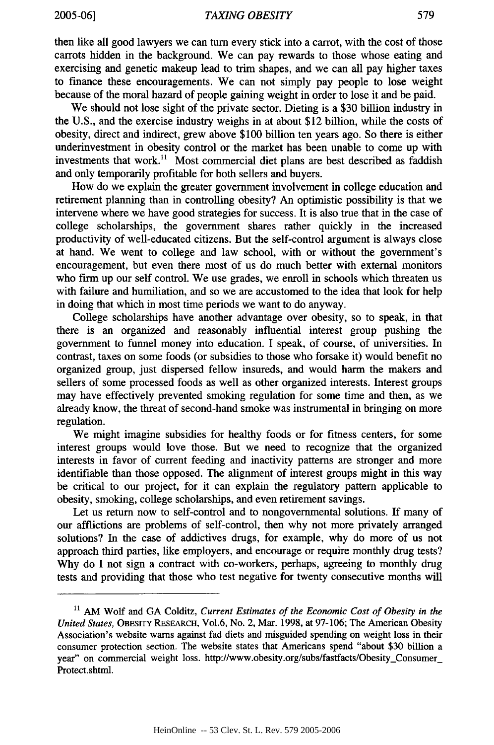then like all good lawyers we can turn every stick into a carrot, with the cost of those carrots hidden in the background. We can pay rewards to those whose eating and exercising and genetic makeup lead to trim shapes, and we can all pay higher taxes to finance these encouragements. We can not simply pay people to lose weight because of the moral hazard of people gaining weight in order to lose it and be paid.

We should not lose sight of the private sector. Dieting is a $30 billion industry in the U.S., and the exercise industry weighs in at about $12 billion, while the costs of obesity, direct and indirect, grew above $100 billion ten years ago. So there is either underinvestment in obesity control or the market has been unable to come up with investments that work.[11] Most commercial diet plans are best described as faddish and only temporarily profitable for both sellers and buyers.

How do we explain the greater government involvement in college education and retirement planning than in controlling obesity? An optimistic possibility is that we intervene where we have good strategies for success. It is also true that in the case of college scholarships, the government shares rather quickly in the increased productivity of well-educated citizens. But the self-control argument is always close at hand. We went to college and law school, with or without the government's encouragement, but even there most of us do much better with external monitors who firm up our self control. We use grades, we enroll in schools which threaten us with failure and humiliation, and so we are accustomed to the idea that look for help in doing that which in most time periods we want to do anyway.

College scholarships have another advantage over obesity, so to speak, in that there is an organized and reasonably influential interest group pushing the government to funnel money into education. I speak, of course, of universities. In contrast, taxes on some foods (or subsidies to those who forsake it) would benefit no organized group, just dispersed fellow insureds, and would harm the makers and sellers of some processed foods as well as other organized interests. Interest groups may have effectively prevented smoking regulation for some time and then, as we already know, the threat of second-hand smoke was instrumental in bringing on more regulation.

We might imagine subsidies for healthy foods or for fitness centers, for some interest groups would love those. But we need to recognize that the organized interests in favor of current feeding and inactivity patterns are stronger and more identifiable than those opposed. The alignment of interest groups might in this way be critical to our project, for it can explain the regulatory pattern applicable to obesity, smoking, college scholarships, and even retirement savings.

Let us return now to self-control and to nongovernmental solutions. If many of our afflictions are problems of self-control, then why not more privately arranged solutions? In the case of addictives drugs, for example, why do more of us not approach third parties, like employers, and encourage or require monthly drug tests? Why do I not sign a contract with co-workers, perhaps, agreeing to monthly drug tests and providing that those who test negative for twenty consecutive months will

---

[11] AM Wolf and GA Colditz, *Current Estimates of the Economic Cost of Obesity in the United States*, OBESITY RESEARCH, Vol.6, No. 2, Mar. 1998, at 97-106; The American Obesity Association's website warns against fad diets and misguided spending on weight loss in their consumer protection section. The website states that Americans spend "about $30 billion a year" on commercial weight loss. http://www.obesity.org/subs/fastfacts/Obesity_Consumer_Protect.shtml.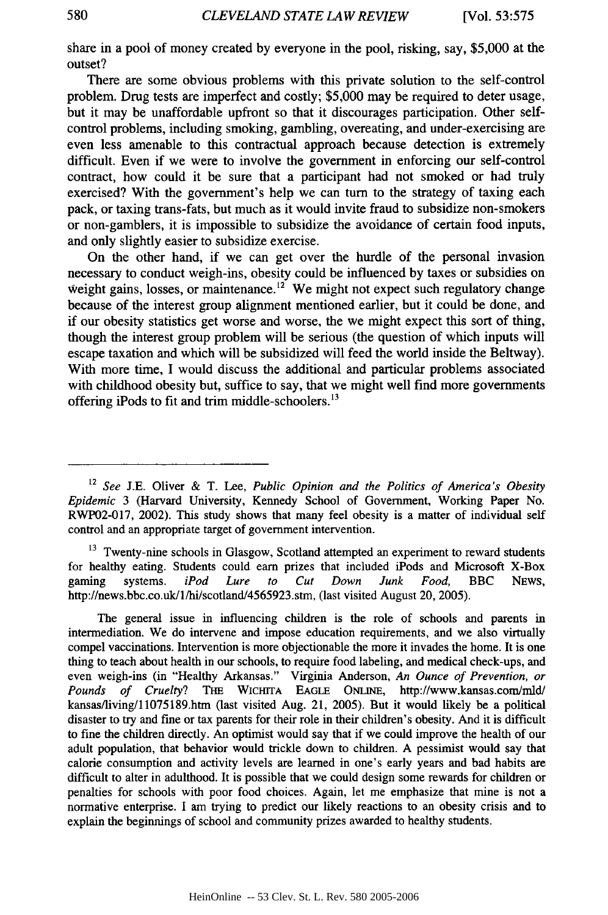share in a pool of money created by everyone in the pool, risking, say, $5,000 at the outset?

There are some obvious problems with this private solution to the self-control problem. Drug tests are imperfect and costly; $5,000 may be required to deter usage, but it may be unaffordable upfront so that it discourages participation. Other self-control problems, including smoking, gambling, overeating, and under-exercising are even less amenable to this contractual approach because detection is extremely difficult. Even if we were to involve the government in enforcing our self-control contract, how could it be sure that a participant had not smoked or had truly exercised? With the government's help we can turn to the strategy of taxing each pack, or taxing trans-fats, but much as it would invite fraud to subsidize non-smokers or non-gamblers, it is impossible to subsidize the avoidance of certain food inputs, and only slightly easier to subsidize exercise.

On the other hand, if we can get over the hurdle of the personal invasion necessary to conduct weigh-ins, obesity could be influenced by taxes or subsidies on weight gains, losses, or maintenance.[12] We might not expect such regulatory change because of the interest group alignment mentioned earlier, but it could be done, and if our obesity statistics get worse and worse, the we might expect this sort of thing, though the interest group problem will be serious (the question of which inputs will escape taxation and which will be subsidized will feed the world inside the Beltway). With more time, I would discuss the additional and particular problems associated with childhood obesity but, suffice to say, that we might well find more governments offering iPods to fit and trim middle-schoolers.[13]

---

[12] *See* J.E. Oliver & T. Lee, *Public Opinion and the Politics of America's Obesity Epidemic* 3 (Harvard University, Kennedy School of Government, Working Paper No. RWP02-017, 2002). This study shows that many feel obesity is a matter of individual self control and an appropriate target of government intervention.

[13] Twenty-nine schools in Glasgow, Scotland attempted an experiment to reward students for healthy eating. Students could earn prizes that included iPods and Microsoft X-Box gaming systems. *iPod Lure to Cut Down Junk Food,* BBC NEWS, http://news.bbc.co.uk/1/hi/scotland/4565923.stm, (last visited August 20, 2005).

The general issue in influencing children is the role of schools and parents in intermediation. We do intervene and impose education requirements, and we also virtually compel vaccinations. Intervention is more objectionable the more it invades the home. It is one thing to teach about health in our schools, to require food labeling, and medical check-ups, and even weigh-ins (in "Healthy Arkansas." Virginia Anderson, *An Ounce of Prevention, or Pounds of Cruelty*? THE WICHITA EAGLE ONLINE, http://www.kansas.com/mld/kansas/living/11075189.htm (last visited Aug. 21, 2005). But it would likely be a political disaster to try and fine or tax parents for their role in their children's obesity. And it is difficult to fine the children directly. An optimist would say that if we could improve the health of our adult population, that behavior would trickle down to children. A pessimist would say that calorie consumption and activity levels are learned in one's early years and bad habits are difficult to alter in adulthood. It is possible that we could design some rewards for children or penalties for schools with poor food choices. Again, let me emphasize that mine is not a normative enterprise. I am trying to predict our likely reactions to an obesity crisis and to explain the beginnings of school and community prizes awarded to healthy students.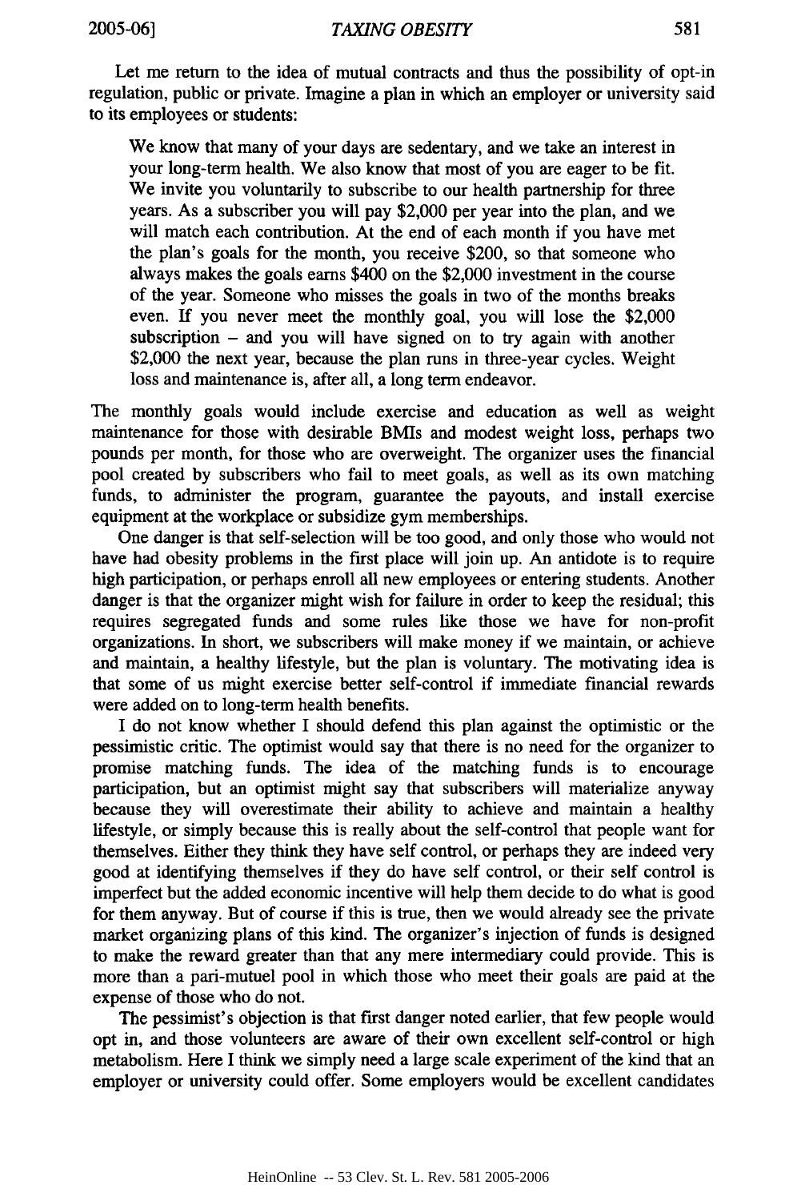Let me return to the idea of mutual contracts and thus the possibility of opt-in regulation, public or private. Imagine a plan in which an employer or university said to its employees or students:

> We know that many of your days are sedentary, and we take an interest in your long-term health. We also know that most of you are eager to be fit. We invite you voluntarily to subscribe to our health partnership for three years. As a subscriber you will pay $2,000 per year into the plan, and we will match each contribution. At the end of each month if you have met the plan's goals for the month, you receive $200, so that someone who always makes the goals earns $400 on the $2,000 investment in the course of the year. Someone who misses the goals in two of the months breaks even. If you never meet the monthly goal, you will lose the $2,000 subscription – and you will have signed on to try again with another $2,000 the next year, because the plan runs in three-year cycles. Weight loss and maintenance is, after all, a long term endeavor.

The monthly goals would include exercise and education as well as weight maintenance for those with desirable BMIs and modest weight loss, perhaps two pounds per month, for those who are overweight. The organizer uses the financial pool created by subscribers who fail to meet goals, as well as its own matching funds, to administer the program, guarantee the payouts, and install exercise equipment at the workplace or subsidize gym memberships.

One danger is that self-selection will be too good, and only those who would not have had obesity problems in the first place will join up. An antidote is to require high participation, or perhaps enroll all new employees or entering students. Another danger is that the organizer might wish for failure in order to keep the residual; this requires segregated funds and some rules like those we have for non-profit organizations. In short, we subscribers will make money if we maintain, or achieve and maintain, a healthy lifestyle, but the plan is voluntary. The motivating idea is that some of us might exercise better self-control if immediate financial rewards were added on to long-term health benefits.

I do not know whether I should defend this plan against the optimistic or the pessimistic critic. The optimist would say that there is no need for the organizer to promise matching funds. The idea of the matching funds is to encourage participation, but an optimist might say that subscribers will materialize anyway because they will overestimate their ability to achieve and maintain a healthy lifestyle, or simply because this is really about the self-control that people want for themselves. Either they think they have self control, or perhaps they are indeed very good at identifying themselves if they do have self control, or their self control is imperfect but the added economic incentive will help them decide to do what is good for them anyway. But of course if this is true, then we would already see the private market organizing plans of this kind. The organizer's injection of funds is designed to make the reward greater than that any mere intermediary could provide. This is more than a pari-mutuel pool in which those who meet their goals are paid at the expense of those who do not.

The pessimist's objection is that first danger noted earlier, that few people would opt in, and those volunteers are aware of their own excellent self-control or high metabolism. Here I think we simply need a large scale experiment of the kind that an employer or university could offer. Some employers would be excellent candidates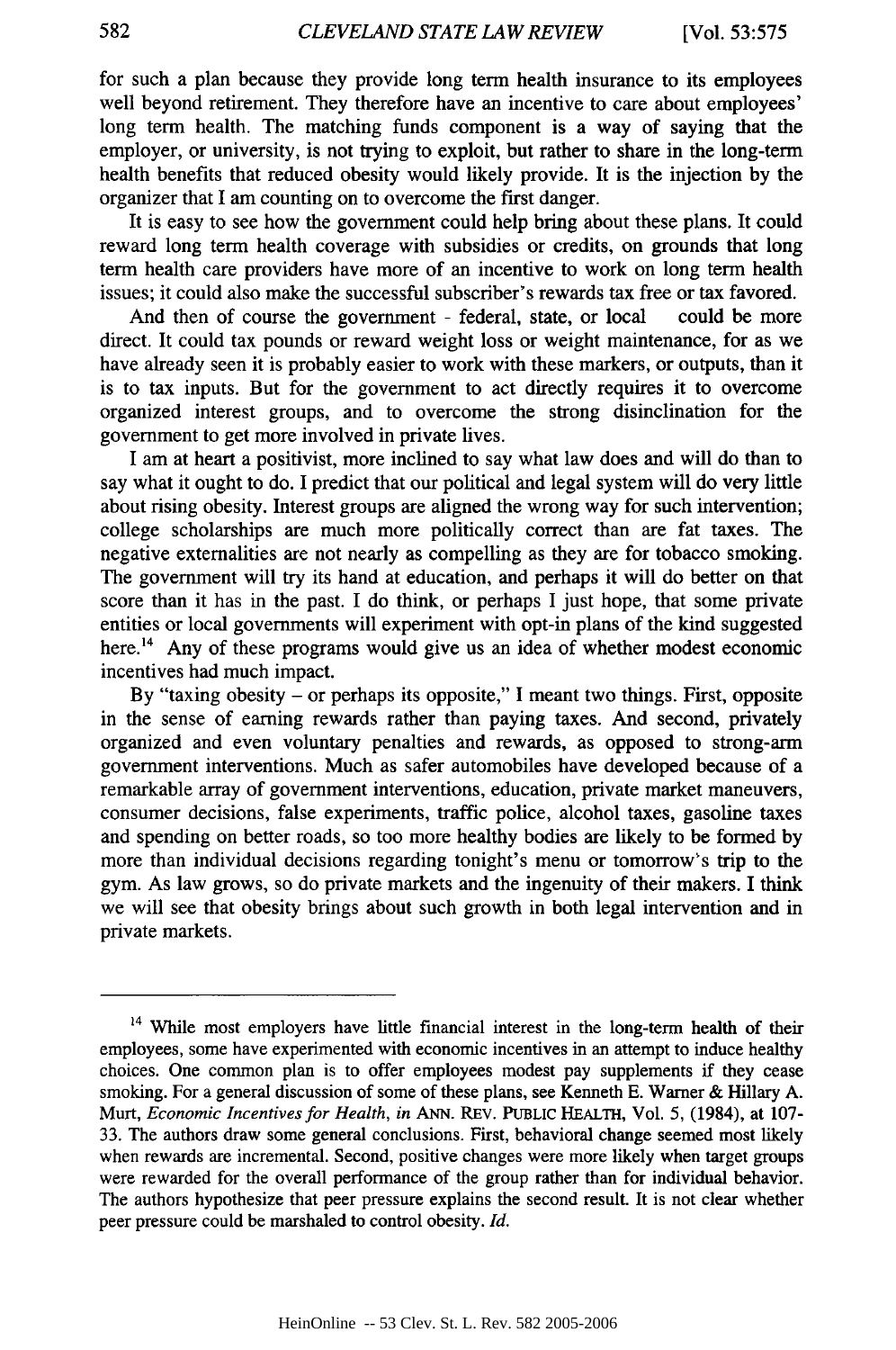for such a plan because they provide long term health insurance to its employees well beyond retirement. They therefore have an incentive to care about employees' long term health. The matching funds component is a way of saying that the employer, or university, is not trying to exploit, but rather to share in the long-term health benefits that reduced obesity would likely provide. It is the injection by the organizer that I am counting on to overcome the first danger.

It is easy to see how the government could help bring about these plans. It could reward long term health coverage with subsidies or credits, on grounds that long term health care providers have more of an incentive to work on long term health issues; it could also make the successful subscriber's rewards tax free or tax favored.

And then of course the government - federal, state, or local could be more direct. It could tax pounds or reward weight loss or weight maintenance, for as we have already seen it is probably easier to work with these markers, or outputs, than it is to tax inputs. But for the government to act directly requires it to overcome organized interest groups, and to overcome the strong disinclination for the government to get more involved in private lives.

I am at heart a positivist, more inclined to say what law does and will do than to say what it ought to do. I predict that our political and legal system will do very little about rising obesity. Interest groups are aligned the wrong way for such intervention; college scholarships are much more politically correct than are fat taxes. The negative externalities are not nearly as compelling as they are for tobacco smoking. The government will try its hand at education, and perhaps it will do better on that score than it has in the past. I do think, or perhaps I just hope, that some private entities or local governments will experiment with opt-in plans of the kind suggested here.[14] Any of these programs would give us an idea of whether modest economic incentives had much impact.

By "taxing obesity – or perhaps its opposite," I meant two things. First, opposite in the sense of earning rewards rather than paying taxes. And second, privately organized and even voluntary penalties and rewards, as opposed to strong-arm government interventions. Much as safer automobiles have developed because of a remarkable array of government interventions, education, private market maneuvers, consumer decisions, false experiments, traffic police, alcohol taxes, gasoline taxes and spending on better roads, so too more healthy bodies are likely to be formed by more than individual decisions regarding tonight's menu or tomorrow's trip to the gym. As law grows, so do private markets and the ingenuity of their makers. I think we will see that obesity brings about such growth in both legal intervention and in private markets.

---

[14] While most employers have little financial interest in the long-term health of their employees, some have experimented with economic incentives in an attempt to induce healthy choices. One common plan is to offer employees modest pay supplements if they cease smoking. For a general discussion of some of these plans, see Kenneth E. Warner & Hillary A. Murt, *Economic Incentives for Health*, in ANN. REV. PUBLIC HEALTH, Vol. 5, (1984), at 107-33. The authors draw some general conclusions. First, behavioral change seemed most likely when rewards are incremental. Second, positive changes were more likely when target groups were rewarded for the overall performance of the group rather than for individual behavior. The authors hypothesize that peer pressure explains the second result. It is not clear whether peer pressure could be marshaled to control obesity. *Id.*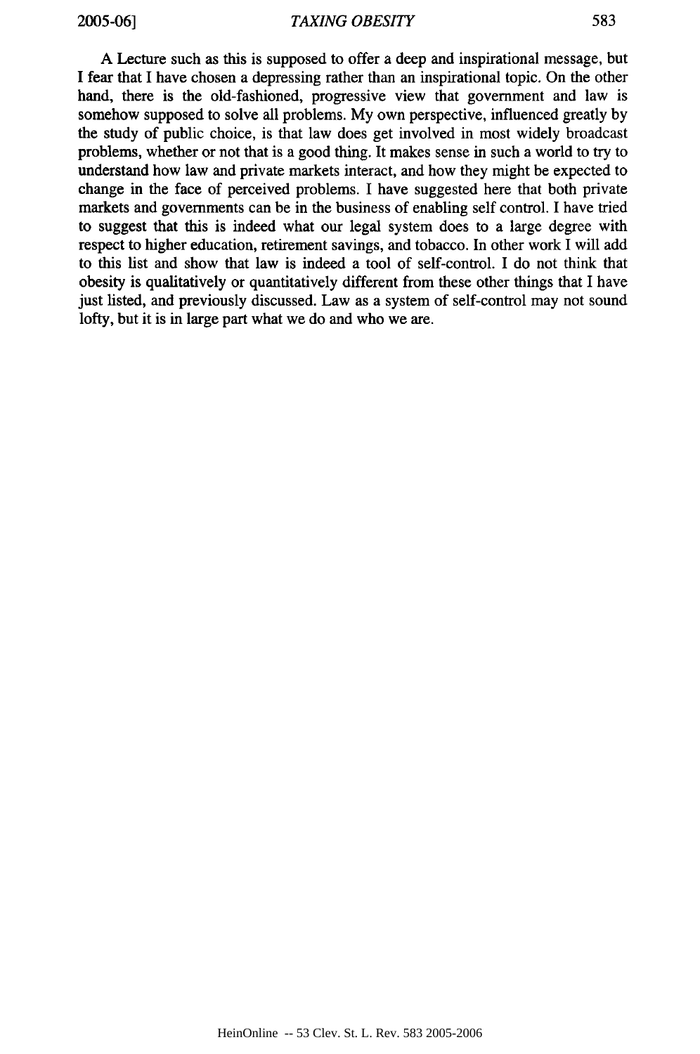A Lecture such as this is supposed to offer a deep and inspirational message, but I fear that I have chosen a depressing rather than an inspirational topic. On the other hand, there is the old-fashioned, progressive view that government and law is somehow supposed to solve all problems. My own perspective, influenced greatly by the study of public choice, is that law does get involved in most widely broadcast problems, whether or not that is a good thing. It makes sense in such a world to try to understand how law and private markets interact, and how they might be expected to change in the face of perceived problems. I have suggested here that both private markets and governments can be in the business of enabling self control. I have tried to suggest that this is indeed what our legal system does to a large degree with respect to higher education, retirement savings, and tobacco. In other work I will add to this list and show that law is indeed a tool of self-control. I do not think that obesity is qualitatively or quantitatively different from these other things that I have just listed, and previously discussed. Law as a system of self-control may not sound lofty, but it is in large part what we do and who we are.